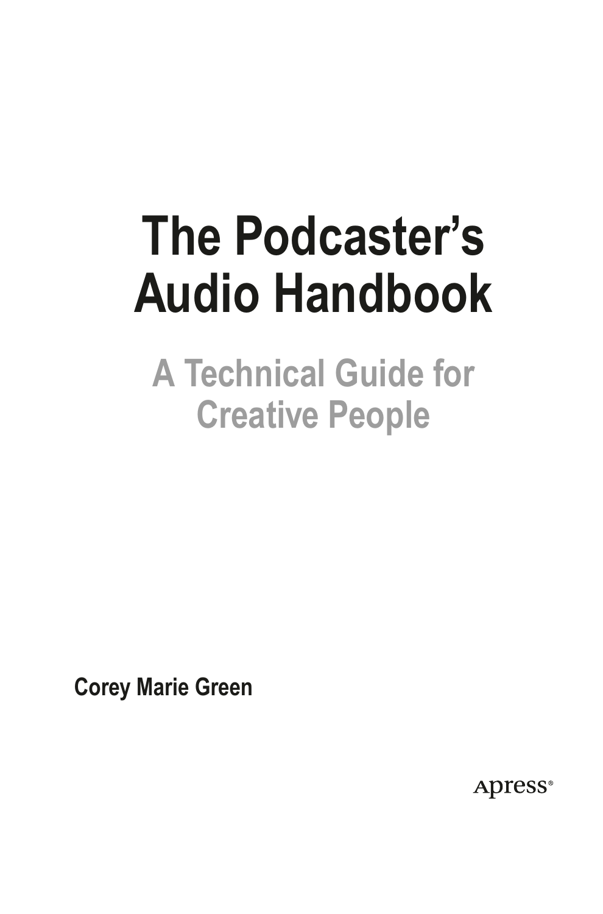# The Podcaster's Audio Handbook

## A Technical Guide for Creative People

**Corey Marie Green**

Apress®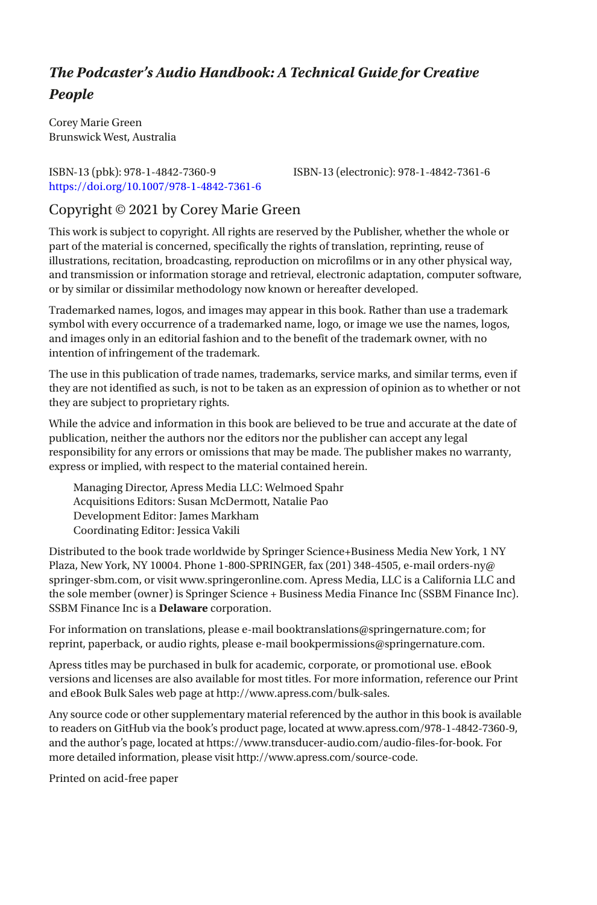***The Podcaster's Audio Handbook: A Technical Guide for Creative People***

Corey Marie Green
Brunswick West, Australia

ISBN-13 (pbk): 978-1-4842-7360-9 ISBN-13 (electronic): 978-1-4842-7361-6
https://doi.org/10.1007/978-1-4842-7361-6

Copyright © 2021 by Corey Marie Green

This work is subject to copyright. All rights are reserved by the Publisher, whether the whole or part of the material is concerned, specifically the rights of translation, reprinting, reuse of illustrations, recitation, broadcasting, reproduction on microfilms or in any other physical way, and transmission or information storage and retrieval, electronic adaptation, computer software, or by similar or dissimilar methodology now known or hereafter developed.

Trademarked names, logos, and images may appear in this book. Rather than use a trademark symbol with every occurrence of a trademarked name, logo, or image we use the names, logos, and images only in an editorial fashion and to the benefit of the trademark owner, with no intention of infringement of the trademark.

The use in this publication of trade names, trademarks, service marks, and similar terms, even if they are not identified as such, is not to be taken as an expression of opinion as to whether or not they are subject to proprietary rights.

While the advice and information in this book are believed to be true and accurate at the date of publication, neither the authors nor the editors nor the publisher can accept any legal responsibility for any errors or omissions that may be made. The publisher makes no warranty, express or implied, with respect to the material contained herein.

Managing Director, Apress Media LLC: Welmoed Spahr
Acquisitions Editors: Susan McDermott, Natalie Pao
Development Editor: James Markham
Coordinating Editor: Jessica Vakili

Distributed to the book trade worldwide by Springer Science+Business Media New York, 1 NY Plaza, New York, NY 10004. Phone 1-800-SPRINGER, fax (201) 348-4505, e-mail orders-ny@springer-sbm.com, or visit www.springeronline.com. Apress Media, LLC is a California LLC and the sole member (owner) is Springer Science + Business Media Finance Inc (SSBM Finance Inc). SSBM Finance Inc is a **Delaware** corporation.

For information on translations, please e-mail booktranslations@springernature.com; for reprint, paperback, or audio rights, please e-mail bookpermissions@springernature.com.

Apress titles may be purchased in bulk for academic, corporate, or promotional use. eBook versions and licenses are also available for most titles. For more information, reference our Print and eBook Bulk Sales web page at http://www.apress.com/bulk-sales.

Any source code or other supplementary material referenced by the author in this book is available to readers on GitHub via the book's product page, located at www.apress.com/978-1-4842-7360-9, and the author's page, located at https://www.transducer-audio.com/audio-files-for-book. For more detailed information, please visit http://www.apress.com/source-code.

Printed on acid-free paper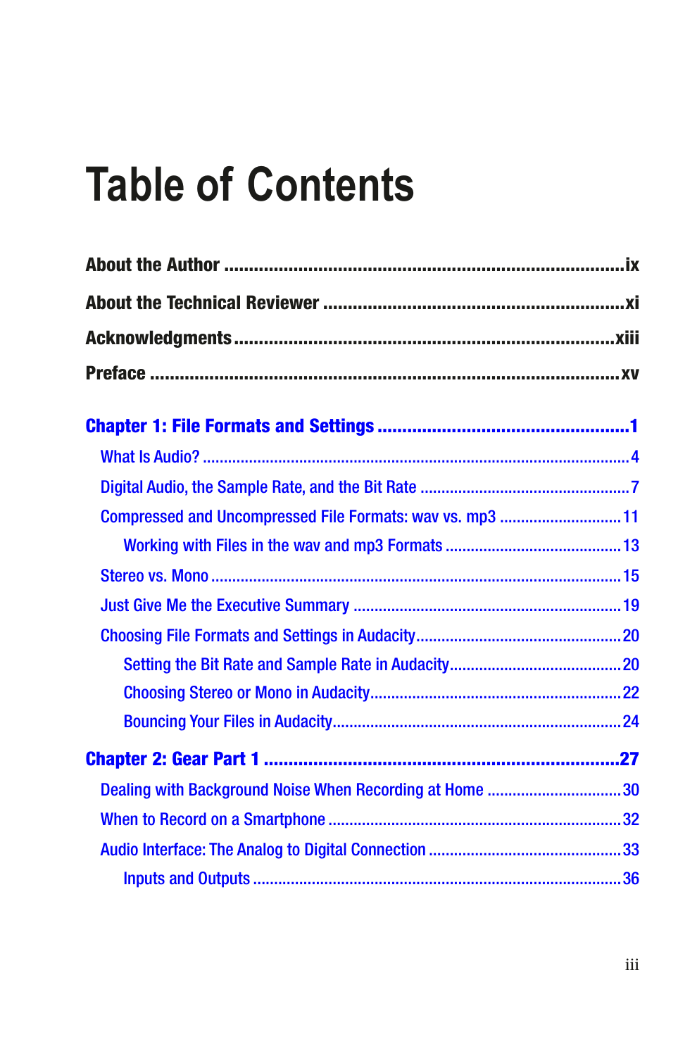# Table of Contents

**About the Author** ........................................................................ix

**About the Technical Reviewer** ........................................................xi

**Acknowledgments** ........................................................................xiii

**Preface** ........................................................................................xv

**Chapter 1: File Formats and Settings** ..............................................1

- What Is Audio? ....................................................................................4
- Digital Audio, the Sample Rate, and the Bit Rate ..................................7
- Compressed and Uncompressed File Formats: wav vs. mp3 ...............11
  - Working with Files in the wav and mp3 Formats ...............................13
- Stereo vs. Mono ..................................................................................15
- Just Give Me the Executive Summary ..................................................19
- Choosing File Formats and Settings in Audacity ..................................20
  - Setting the Bit Rate and Sample Rate in Audacity .............................20
  - Choosing Stereo or Mono in Audacity ...............................................22
  - Bouncing Your Files in Audacity .......................................................24

**Chapter 2: Gear Part 1** ..................................................................27

- Dealing with Background Noise When Recording at Home ...................30
- When to Record on a Smartphone .......................................................32
- Audio Interface: The Analog to Digital Connection ..............................33
  - Inputs and Outputs ..........................................................................36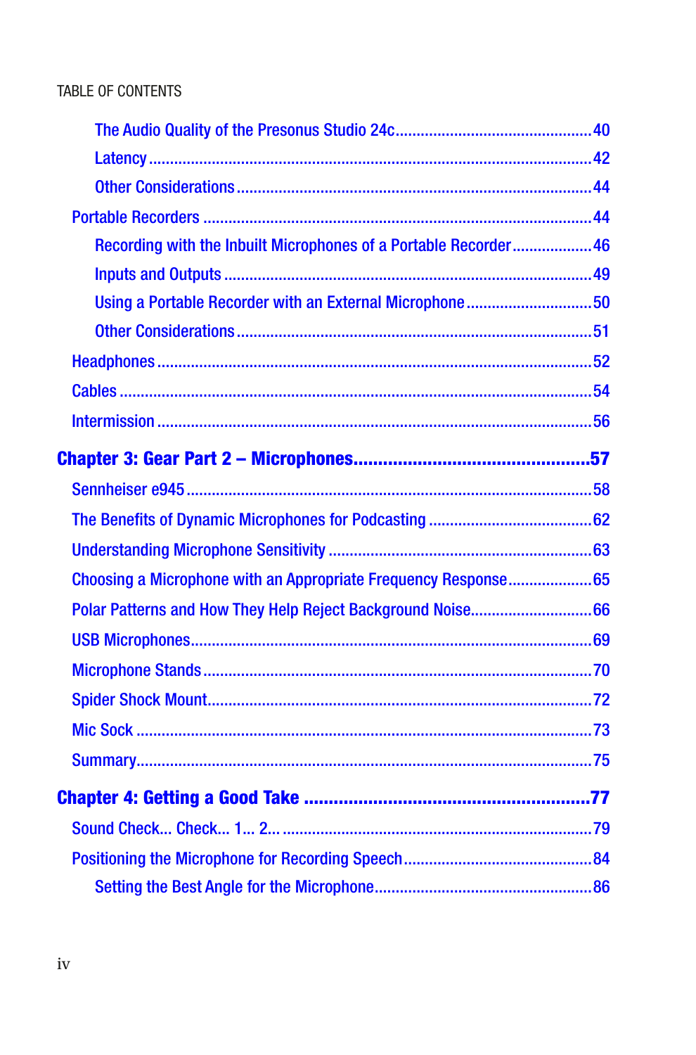- The Audio Quality of the Presonus Studio 24c ... 40
- Latency ... 42
- Other Considerations ... 44

Portable Recorders ... 44

- Recording with the Inbuilt Microphones of a Portable Recorder ... 46
- Inputs and Outputs ... 49
- Using a Portable Recorder with an External Microphone ... 50
- Other Considerations ... 51

Headphones ... 52

Cables ... 54

Intermission ... 56

**Chapter 3: Gear Part 2 – Microphones ... 57**

Sennheiser e945 ... 58

The Benefits of Dynamic Microphones for Podcasting ... 62

Understanding Microphone Sensitivity ... 63

Choosing a Microphone with an Appropriate Frequency Response ... 65

Polar Patterns and How They Help Reject Background Noise ... 66

USB Microphones ... 69

Microphone Stands ... 70

Spider Shock Mount ... 72

Mic Sock ... 73

Summary ... 75

**Chapter 4: Getting a Good Take ... 77**

Sound Check... Check... 1... 2... ... 79

Positioning the Microphone for Recording Speech ... 84

- Setting the Best Angle for the Microphone ... 86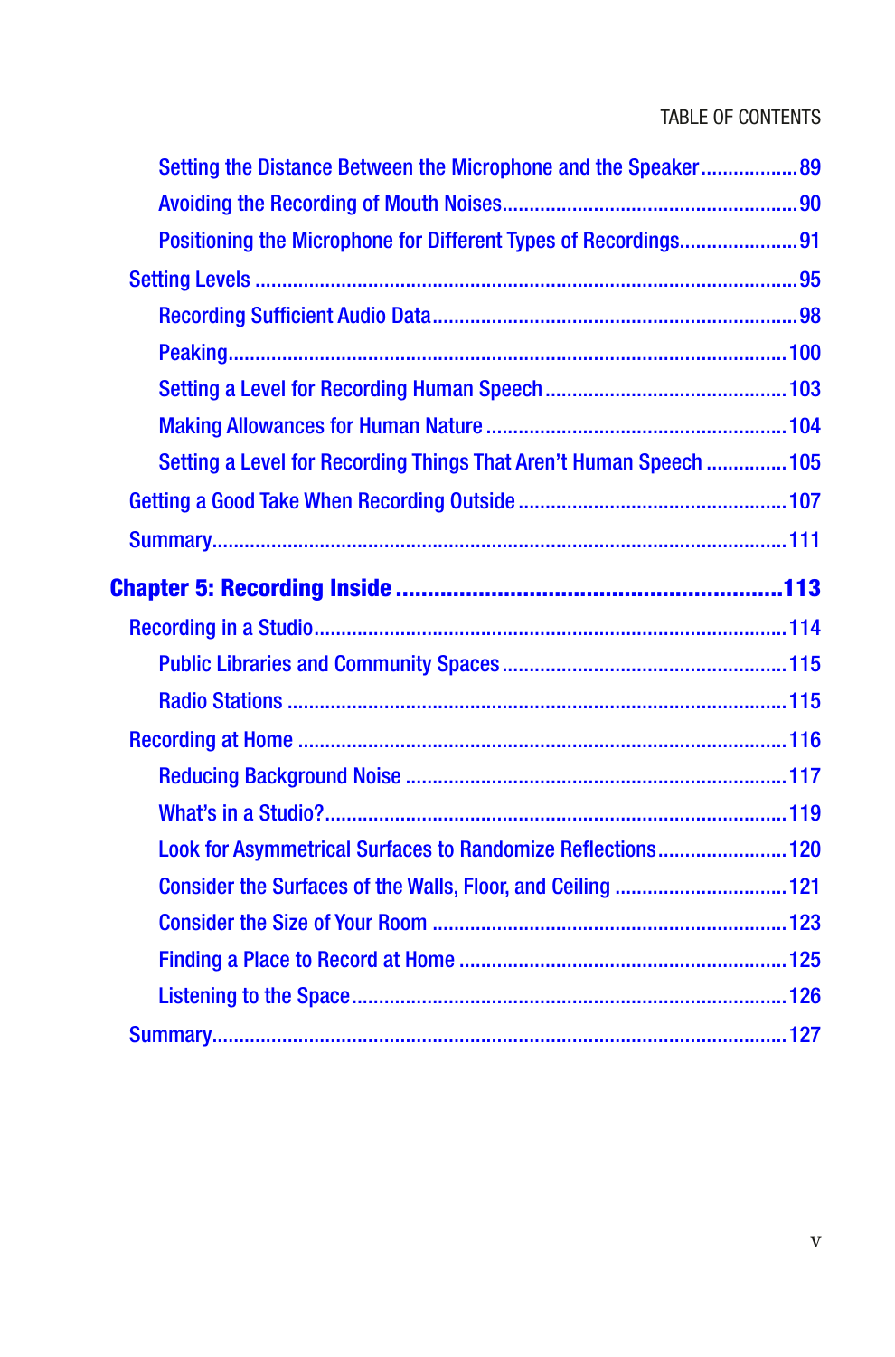Setting the Distance Between the Microphone and the Speaker..................89

Avoiding the Recording of Mouth Noises.....................................................90

Positioning the Microphone for Different Types of Recordings......................91

Setting Levels ..................................................................................................95

Recording Sufficient Audio Data...................................................................98

Peaking.......................................................................................................100

Setting a Level for Recording Human Speech ............................................103

Making Allowances for Human Nature .......................................................104

Setting a Level for Recording Things That Aren't Human Speech ...............105

Getting a Good Take When Recording Outside ..............................................107

Summary.........................................................................................................111

**Chapter 5: Recording Inside ...........................................................113**

Recording in a Studio.......................................................................................114

Public Libraries and Community Spaces ....................................................115

Radio Stations ...........................................................................................115

Recording at Home .........................................................................................116

Reducing Background Noise .....................................................................117

What's in a Studio?....................................................................................119

Look for Asymmetrical Surfaces to Randomize Reflections........................120

Consider the Surfaces of the Walls, Floor, and Ceiling ...............................121

Consider the Size of Your Room .................................................................123

Finding a Place to Record at Home ............................................................125

Listening to the Space................................................................................126

Summary.........................................................................................................127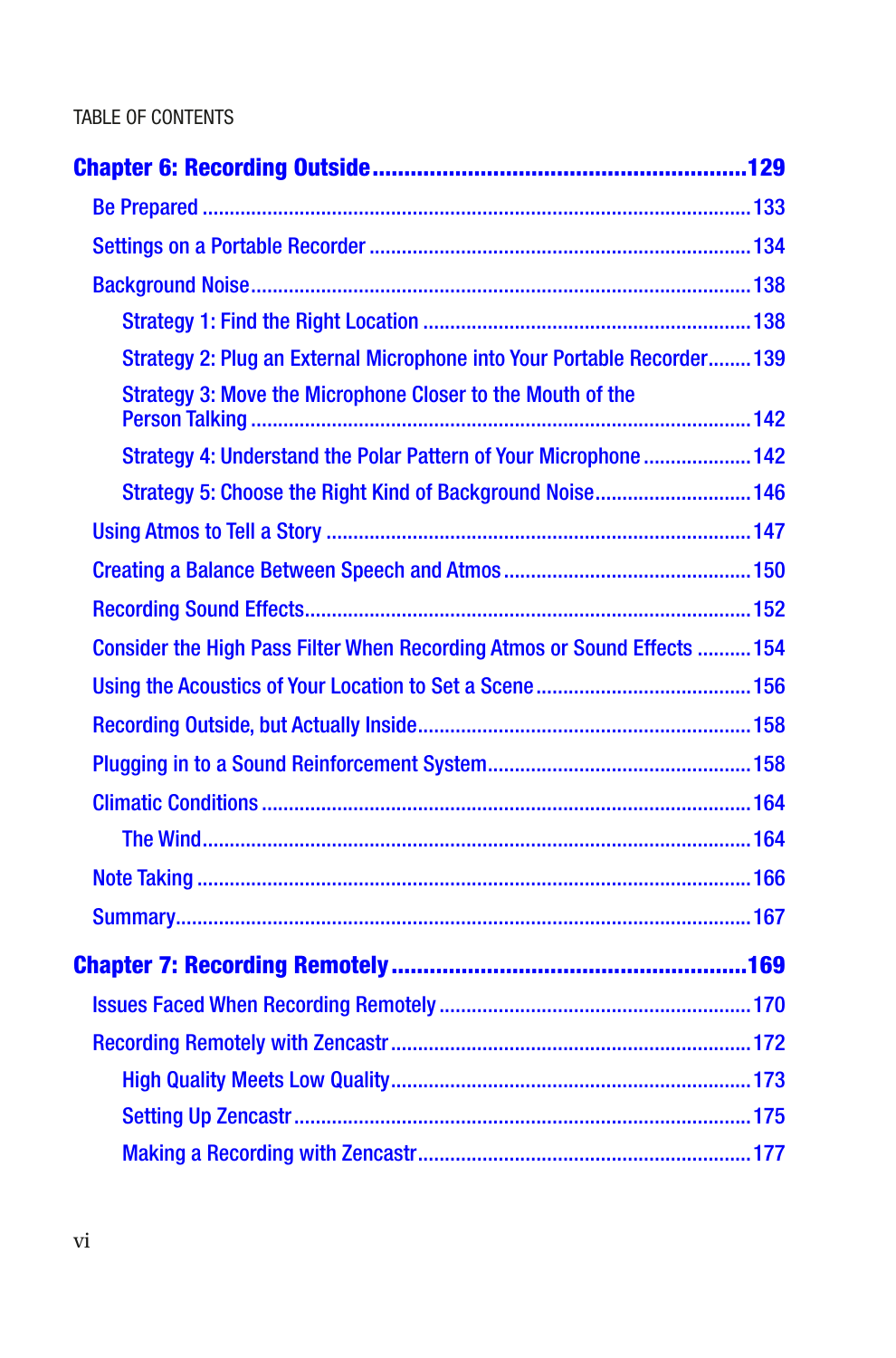TABLE OF CONTENTS

**Chapter 6: Recording Outside** ........................................................ 129

- Be Prepared ........................................................ 133
- Settings on a Portable Recorder ........................................................ 134
- Background Noise ........................................................ 138
  - Strategy 1: Find the Right Location ........................................................ 138
  - Strategy 2: Plug an External Microphone into Your Portable Recorder ........ 139
  - Strategy 3: Move the Microphone Closer to the Mouth of the Person Talking ........................................................ 142
  - Strategy 4: Understand the Polar Pattern of Your Microphone ........................ 142
  - Strategy 5: Choose the Right Kind of Background Noise ........................ 146
- Using Atmos to Tell a Story ........................................................ 147
- Creating a Balance Between Speech and Atmos ........................................ 150
- Recording Sound Effects ........................................................ 152
- Consider the High Pass Filter When Recording Atmos or Sound Effects .......... 154
- Using the Acoustics of Your Location to Set a Scene ........................................ 156
- Recording Outside, but Actually Inside ........................................................ 158
- Plugging in to a Sound Reinforcement System ........................................ 158
- Climatic Conditions ........................................................ 164
  - The Wind ........................................................ 164
- Note Taking ........................................................ 166
- Summary ........................................................ 167

**Chapter 7: Recording Remotely** ........................................................ 169

- Issues Faced When Recording Remotely ........................................................ 170
- Recording Remotely with Zencastr ........................................................ 172
  - High Quality Meets Low Quality ........................................................ 173
  - Setting Up Zencastr ........................................................ 175
  - Making a Recording with Zencastr ........................................................ 177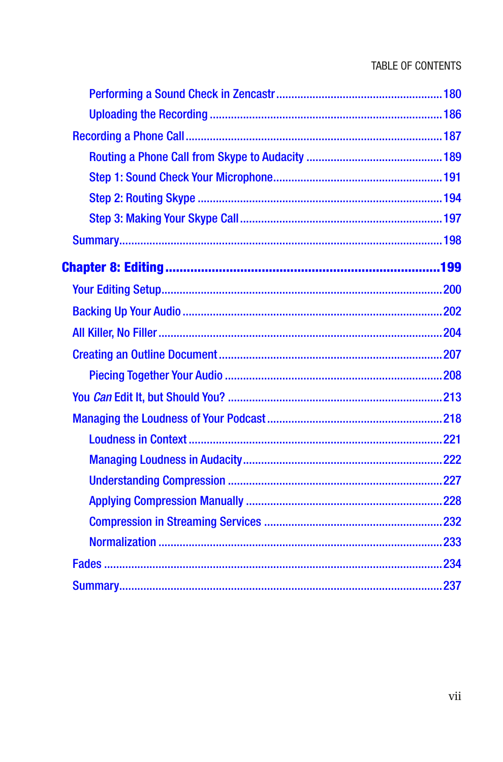Performing a Sound Check in Zencastr ........................................................ 180

Uploading the Recording ........................................................................ 186

Recording a Phone Call ................................................................................ 187

Routing a Phone Call from Skype to Audacity ........................................... 189

Step 1: Sound Check Your Microphone ...................................................... 191

Step 2: Routing Skype ............................................................................... 194

Step 3: Making Your Skype Call ................................................................ 197

Summary ...................................................................................................... 198

**Chapter 8: Editing ..................................................................................... 199**

Your Editing Setup ....................................................................................... 200

Backing Up Your Audio ................................................................................ 202

All Killer, No Filler ....................................................................................... 204

Creating an Outline Document ..................................................................... 207

Piecing Together Your Audio ...................................................................... 208

You *Can* Edit It, but Should You? ................................................................ 213

Managing the Loudness of Your Podcast ...................................................... 218

Loudness in Context ................................................................................... 221

Managing Loudness in Audacity ................................................................. 222

Understanding Compression ....................................................................... 227

Applying Compression Manually ................................................................ 228

Compression in Streaming Services ........................................................... 232

Normalization ............................................................................................. 233

Fades .......................................................................................................... 234

Summary ...................................................................................................... 237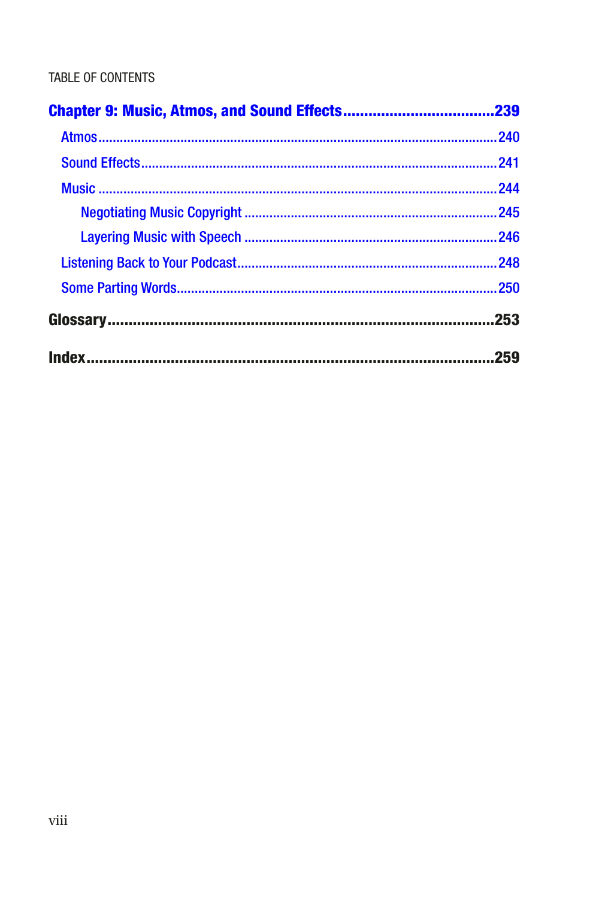TABLE OF CONTENTS

**Chapter 9: Music, Atmos, and Sound Effects .................................. 239**

- Atmos ........................................................................................................ 240
- Sound Effects ............................................................................................ 241
- Music ......................................................................................................... 244
  - Negotiating Music Copyright ............................................................. 245
  - Layering Music with Speech ............................................................. 246
- Listening Back to Your Podcast ................................................................ 248
- Some Parting Words .................................................................................. 250

**Glossary ................................................................................................ 253**

**Index ..................................................................................................... 259**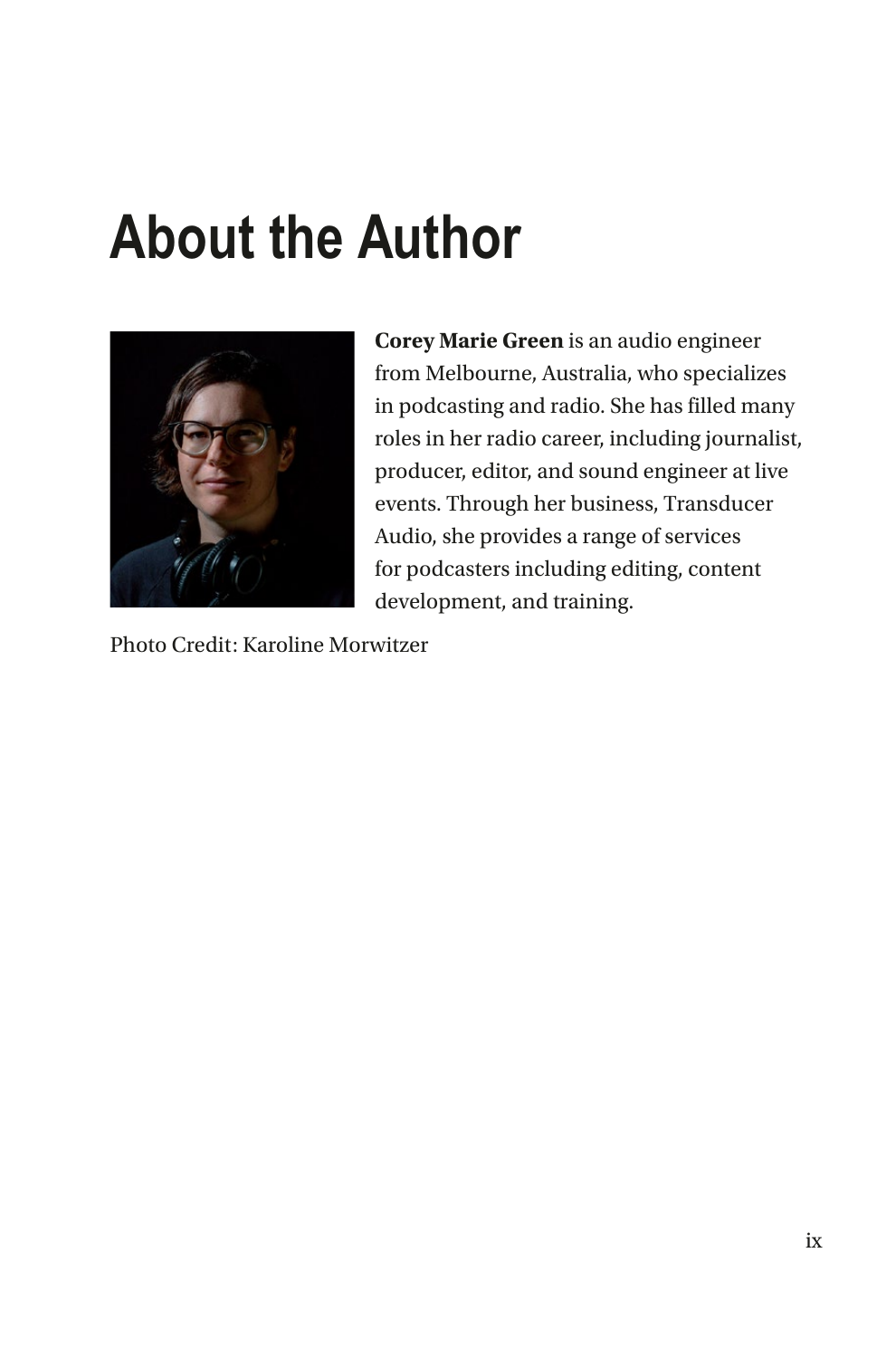# About the Author

**Corey Marie Green** is an audio engineer from Melbourne, Australia, who specializes in podcasting and radio. She has filled many roles in her radio career, including journalist, producer, editor, and sound engineer at live events. Through her business, Transducer Audio, she provides a range of services for podcasters including editing, content development, and training.

Photo Credit: Karoline Morwitzer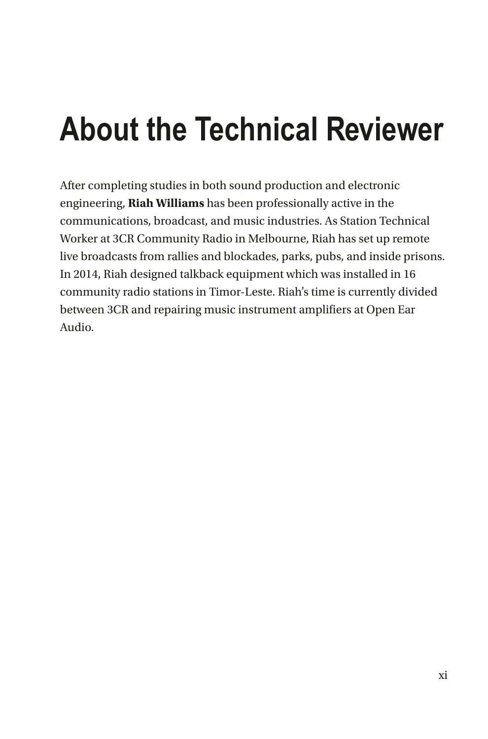# About the Technical Reviewer

After completing studies in both sound production and electronic engineering, **Riah Williams** has been professionally active in the communications, broadcast, and music industries. As Station Technical Worker at 3CR Community Radio in Melbourne, Riah has set up remote live broadcasts from rallies and blockades, parks, pubs, and inside prisons. In 2014, Riah designed talkback equipment which was installed in 16 community radio stations in Timor-Leste. Riah's time is currently divided between 3CR and repairing music instrument amplifiers at Open Ear Audio.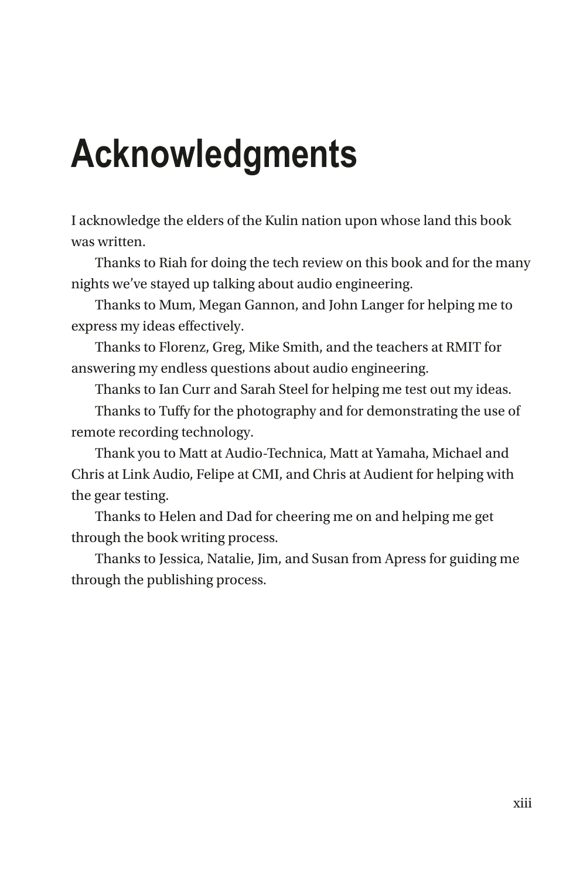# Acknowledgments

I acknowledge the elders of the Kulin nation upon whose land this book was written.

Thanks to Riah for doing the tech review on this book and for the many nights we've stayed up talking about audio engineering.

Thanks to Mum, Megan Gannon, and John Langer for helping me to express my ideas effectively.

Thanks to Florenz, Greg, Mike Smith, and the teachers at RMIT for answering my endless questions about audio engineering.

Thanks to Ian Curr and Sarah Steel for helping me test out my ideas.

Thanks to Tuffy for the photography and for demonstrating the use of remote recording technology.

Thank you to Matt at Audio-Technica, Matt at Yamaha, Michael and Chris at Link Audio, Felipe at CMI, and Chris at Audient for helping with the gear testing.

Thanks to Helen and Dad for cheering me on and helping me get through the book writing process.

Thanks to Jessica, Natalie, Jim, and Susan from Apress for guiding me through the publishing process.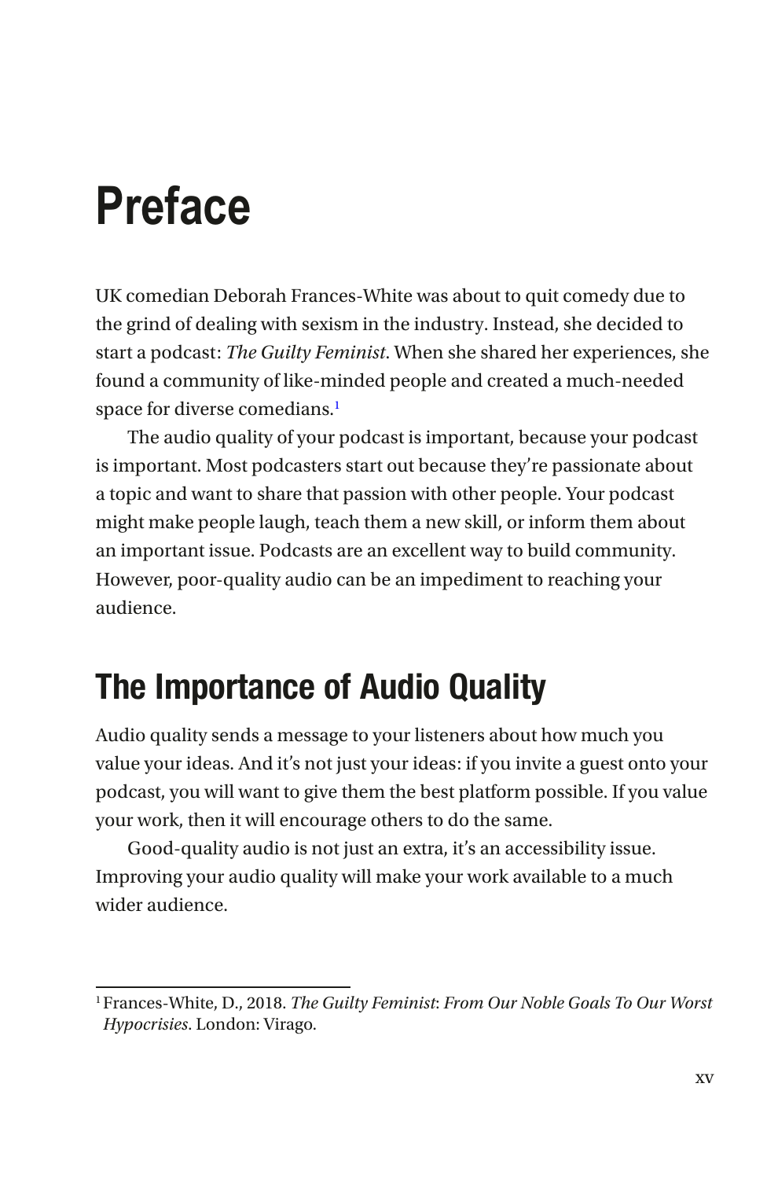# Preface

UK comedian Deborah Frances-White was about to quit comedy due to the grind of dealing with sexism in the industry. Instead, she decided to start a podcast: *The Guilty Feminist*. When she shared her experiences, she found a community of like-minded people and created a much-needed space for diverse comedians.[1]

The audio quality of your podcast is important, because your podcast is important. Most podcasters start out because they're passionate about a topic and want to share that passion with other people. Your podcast might make people laugh, teach them a new skill, or inform them about an important issue. Podcasts are an excellent way to build community. However, poor-quality audio can be an impediment to reaching your audience.

## The Importance of Audio Quality

Audio quality sends a message to your listeners about how much you value your ideas. And it's not just your ideas: if you invite a guest onto your podcast, you will want to give them the best platform possible. If you value your work, then it will encourage others to do the same.

Good-quality audio is not just an extra, it's an accessibility issue. Improving your audio quality will make your work available to a much wider audience.

---

[1] Frances-White, D., 2018. *The Guilty Feminist*: *From Our Noble Goals To Our Worst Hypocrisies*. London: Virago.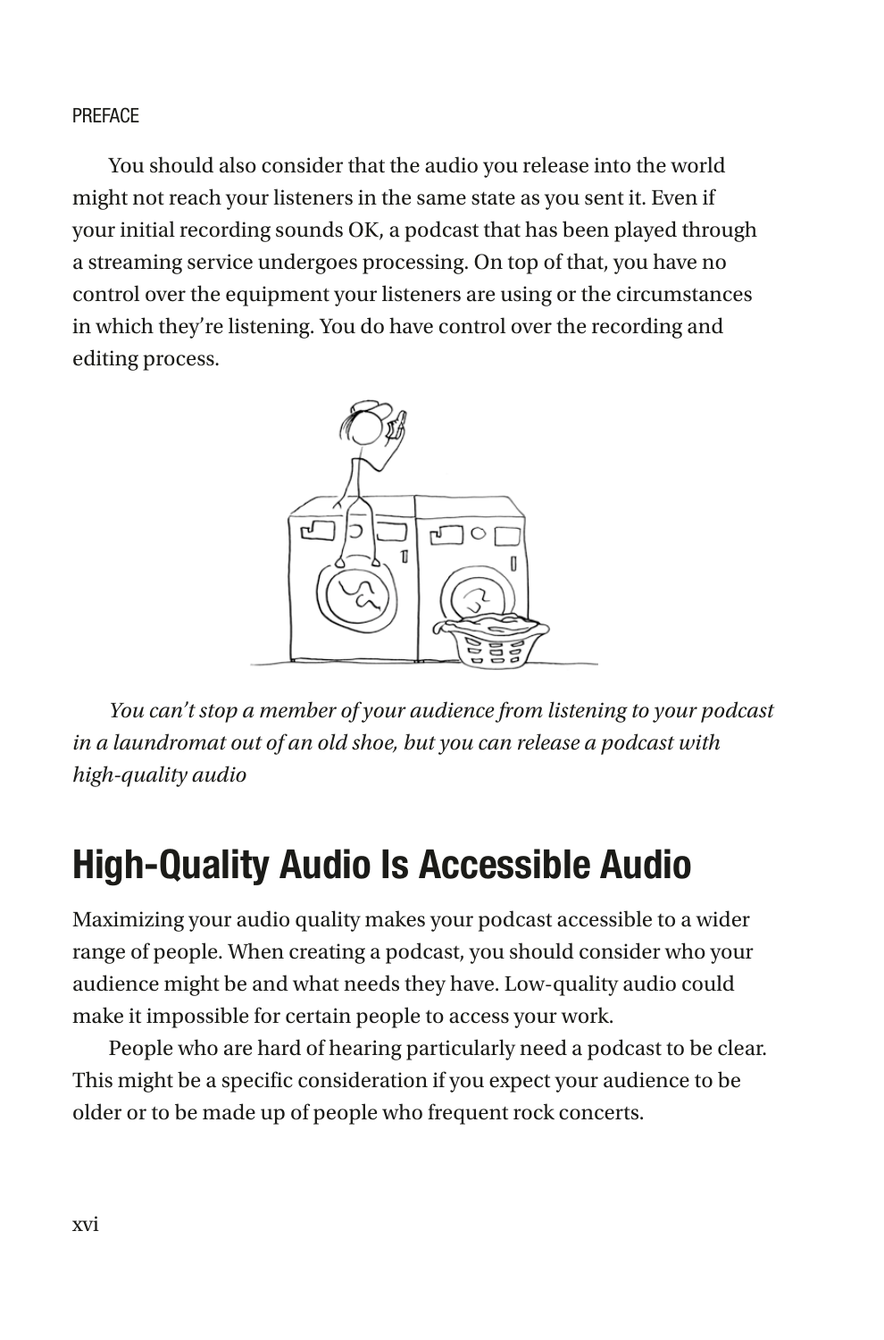You should also consider that the audio you release into the world might not reach your listeners in the same state as you sent it. Even if your initial recording sounds OK, a podcast that has been played through a streaming service undergoes processing. On top of that, you have no control over the equipment your listeners are using or the circumstances in which they're listening. You do have control over the recording and editing process.

*You can't stop a member of your audience from listening to your podcast in a laundromat out of an old shoe, but you can release a podcast with high-quality audio*

## High-Quality Audio Is Accessible Audio

Maximizing your audio quality makes your podcast accessible to a wider range of people. When creating a podcast, you should consider who your audience might be and what needs they have. Low-quality audio could make it impossible for certain people to access your work.

People who are hard of hearing particularly need a podcast to be clear. This might be a specific consideration if you expect your audience to be older or to be made up of people who frequent rock concerts.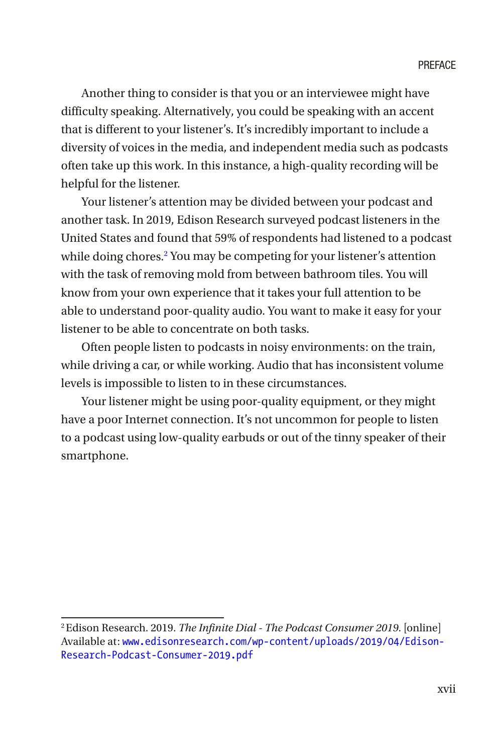Another thing to consider is that you or an interviewee might have difficulty speaking. Alternatively, you could be speaking with an accent that is different to your listener's. It's incredibly important to include a diversity of voices in the media, and independent media such as podcasts often take up this work. In this instance, a high-quality recording will be helpful for the listener.

Your listener's attention may be divided between your podcast and another task. In 2019, Edison Research surveyed podcast listeners in the United States and found that 59% of respondents had listened to a podcast while doing chores.[2] You may be competing for your listener's attention with the task of removing mold from between bathroom tiles. You will know from your own experience that it takes your full attention to be able to understand poor-quality audio. You want to make it easy for your listener to be able to concentrate on both tasks.

Often people listen to podcasts in noisy environments: on the train, while driving a car, or while working. Audio that has inconsistent volume levels is impossible to listen to in these circumstances.

Your listener might be using poor-quality equipment, or they might have a poor Internet connection. It's not uncommon for people to listen to a podcast using low-quality earbuds or out of the tinny speaker of their smartphone.

---

[2] Edison Research. 2019. *The Infinite Dial - The Podcast Consumer 2019.* [online] Available at: www.edisonresearch.com/wp-content/uploads/2019/04/Edison-Research-Podcast-Consumer-2019.pdf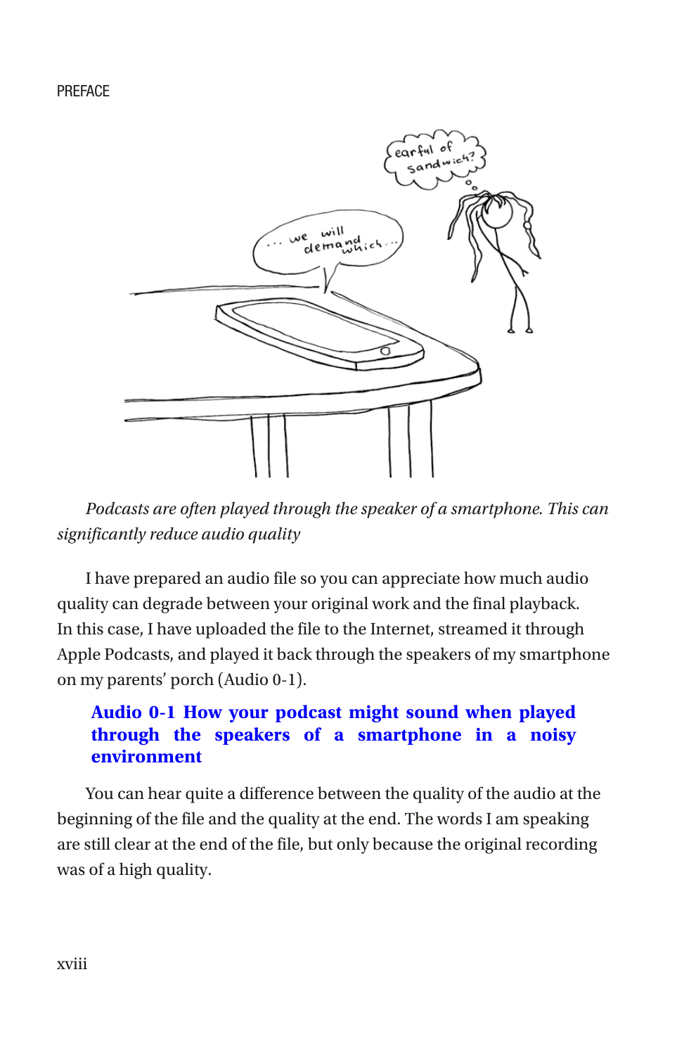*Podcasts are often played through the speaker of a smartphone. This can significantly reduce audio quality*

I have prepared an audio file so you can appreciate how much audio quality can degrade between your original work and the final playback. In this case, I have uploaded the file to the Internet, streamed it through Apple Podcasts, and played it back through the speakers of my smartphone on my parents' porch (Audio 0-1).

**Audio 0-1 How your podcast might sound when played through the speakers of a smartphone in a noisy environment**

You can hear quite a difference between the quality of the audio at the beginning of the file and the quality at the end. The words I am speaking are still clear at the end of the file, but only because the original recording was of a high quality.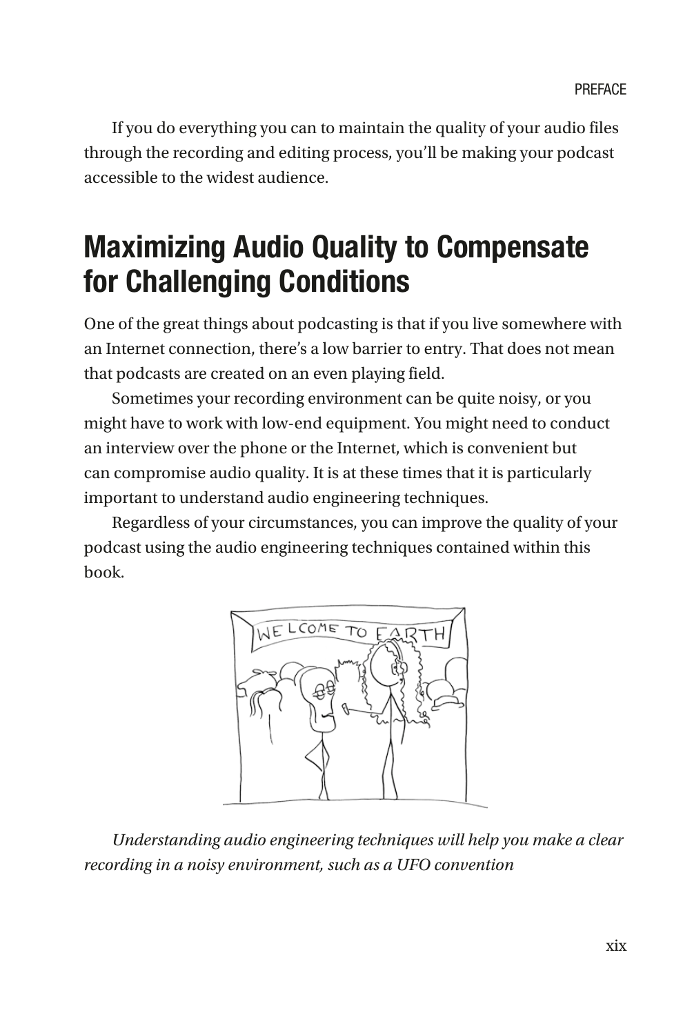If you do everything you can to maintain the quality of your audio files through the recording and editing process, you'll be making your podcast accessible to the widest audience.

## Maximizing Audio Quality to Compensate for Challenging Conditions

One of the great things about podcasting is that if you live somewhere with an Internet connection, there's a low barrier to entry. That does not mean that podcasts are created on an even playing field.

Sometimes your recording environment can be quite noisy, or you might have to work with low-end equipment. You might need to conduct an interview over the phone or the Internet, which is convenient but can compromise audio quality. It is at these times that it is particularly important to understand audio engineering techniques.

Regardless of your circumstances, you can improve the quality of your podcast using the audio engineering techniques contained within this book.

*Understanding audio engineering techniques will help you make a clear recording in a noisy environment, such as a UFO convention*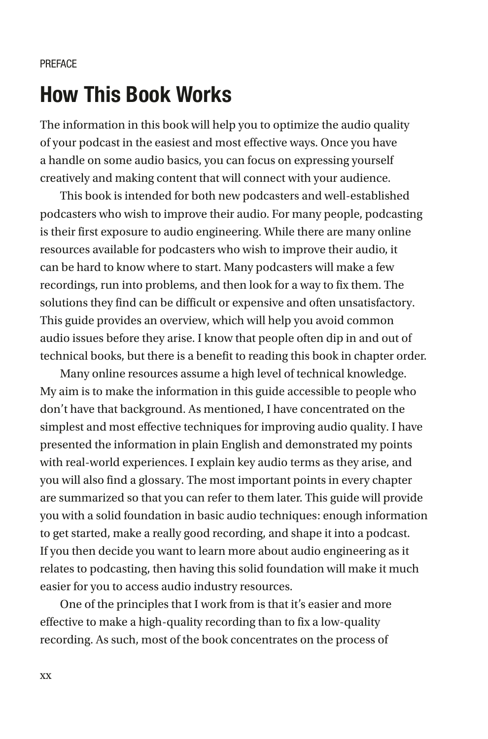PREFACE

# How This Book Works

The information in this book will help you to optimize the audio quality of your podcast in the easiest and most effective ways. Once you have a handle on some audio basics, you can focus on expressing yourself creatively and making content that will connect with your audience.

This book is intended for both new podcasters and well-established podcasters who wish to improve their audio. For many people, podcasting is their first exposure to audio engineering. While there are many online resources available for podcasters who wish to improve their audio, it can be hard to know where to start. Many podcasters will make a few recordings, run into problems, and then look for a way to fix them. The solutions they find can be difficult or expensive and often unsatisfactory. This guide provides an overview, which will help you avoid common audio issues before they arise. I know that people often dip in and out of technical books, but there is a benefit to reading this book in chapter order.

Many online resources assume a high level of technical knowledge. My aim is to make the information in this guide accessible to people who don't have that background. As mentioned, I have concentrated on the simplest and most effective techniques for improving audio quality. I have presented the information in plain English and demonstrated my points with real-world experiences. I explain key audio terms as they arise, and you will also find a glossary. The most important points in every chapter are summarized so that you can refer to them later. This guide will provide you with a solid foundation in basic audio techniques: enough information to get started, make a really good recording, and shape it into a podcast. If you then decide you want to learn more about audio engineering as it relates to podcasting, then having this solid foundation will make it much easier for you to access audio industry resources.

One of the principles that I work from is that it's easier and more effective to make a high-quality recording than to fix a low-quality recording. As such, most of the book concentrates on the process of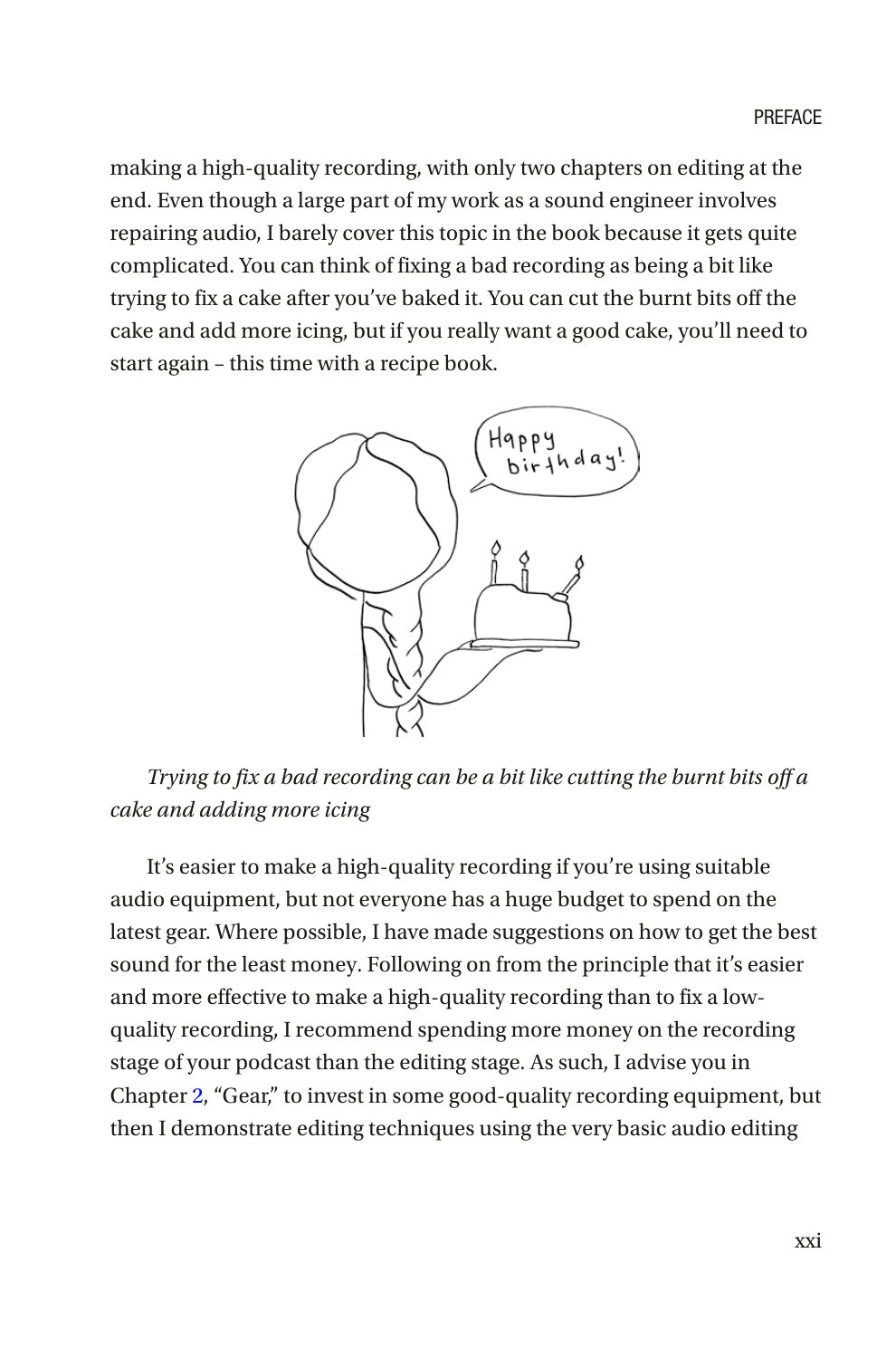making a high-quality recording, with only two chapters on editing at the end. Even though a large part of my work as a sound engineer involves repairing audio, I barely cover this topic in the book because it gets quite complicated. You can think of fixing a bad recording as being a bit like trying to fix a cake after you've baked it. You can cut the burnt bits off the cake and add more icing, but if you really want a good cake, you'll need to start again – this time with a recipe book.

*Trying to fix a bad recording can be a bit like cutting the burnt bits off a cake and adding more icing*

It's easier to make a high-quality recording if you're using suitable audio equipment, but not everyone has a huge budget to spend on the latest gear. Where possible, I have made suggestions on how to get the best sound for the least money. Following on from the principle that it's easier and more effective to make a high-quality recording than to fix a low-quality recording, I recommend spending more money on the recording stage of your podcast than the editing stage. As such, I advise you in Chapter 2, "Gear," to invest in some good-quality recording equipment, but then I demonstrate editing techniques using the very basic audio editing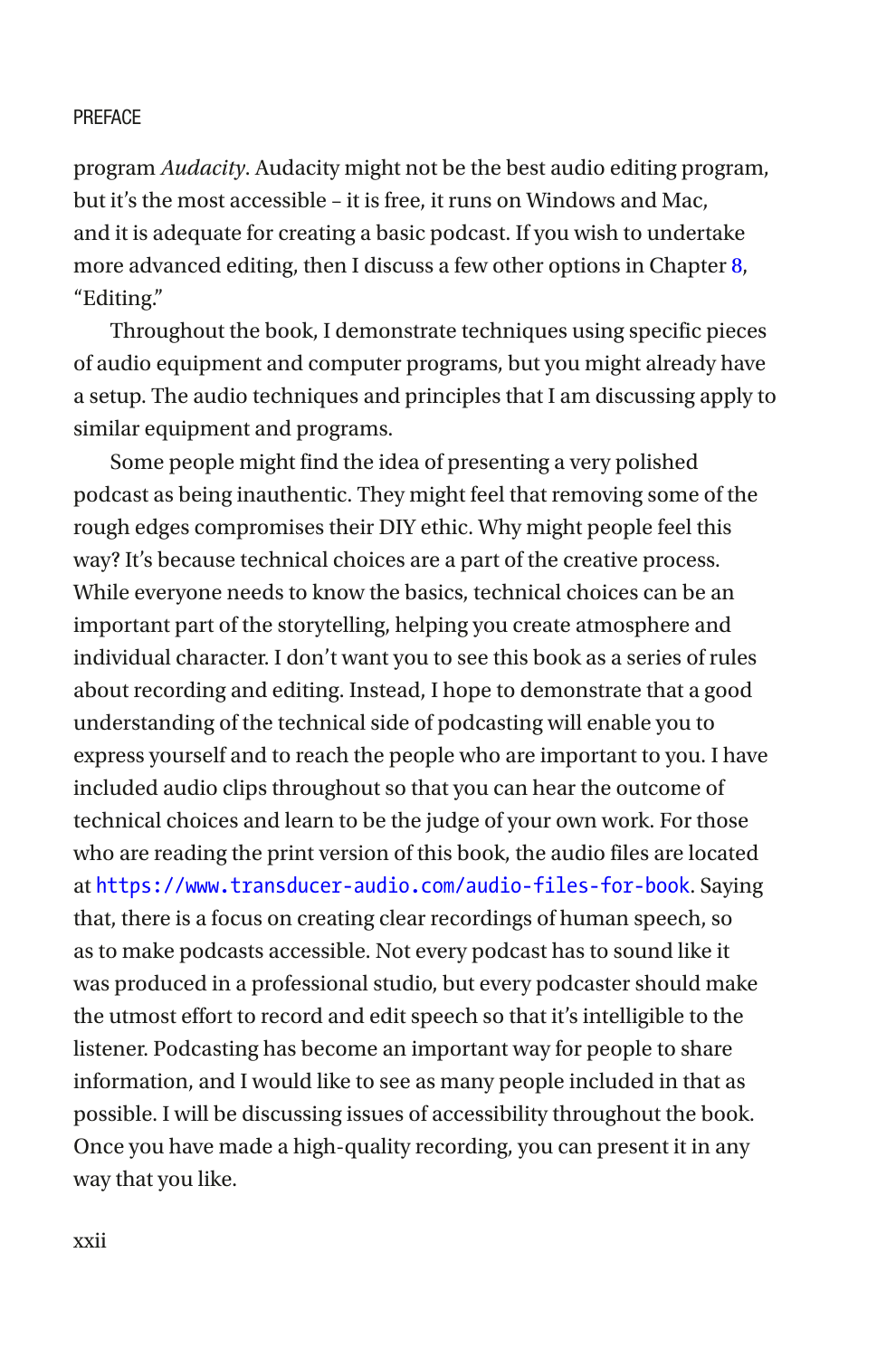program *Audacity*. Audacity might not be the best audio editing program, but it's the most accessible – it is free, it runs on Windows and Mac, and it is adequate for creating a basic podcast. If you wish to undertake more advanced editing, then I discuss a few other options in Chapter 8, "Editing."

Throughout the book, I demonstrate techniques using specific pieces of audio equipment and computer programs, but you might already have a setup. The audio techniques and principles that I am discussing apply to similar equipment and programs.

Some people might find the idea of presenting a very polished podcast as being inauthentic. They might feel that removing some of the rough edges compromises their DIY ethic. Why might people feel this way? It's because technical choices are a part of the creative process. While everyone needs to know the basics, technical choices can be an important part of the storytelling, helping you create atmosphere and individual character. I don't want you to see this book as a series of rules about recording and editing. Instead, I hope to demonstrate that a good understanding of the technical side of podcasting will enable you to express yourself and to reach the people who are important to you. I have included audio clips throughout so that you can hear the outcome of technical choices and learn to be the judge of your own work. For those who are reading the print version of this book, the audio files are located at https://www.transducer-audio.com/audio-files-for-book. Saying that, there is a focus on creating clear recordings of human speech, so as to make podcasts accessible. Not every podcast has to sound like it was produced in a professional studio, but every podcaster should make the utmost effort to record and edit speech so that it's intelligible to the listener. Podcasting has become an important way for people to share information, and I would like to see as many people included in that as possible. I will be discussing issues of accessibility throughout the book. Once you have made a high-quality recording, you can present it in any way that you like.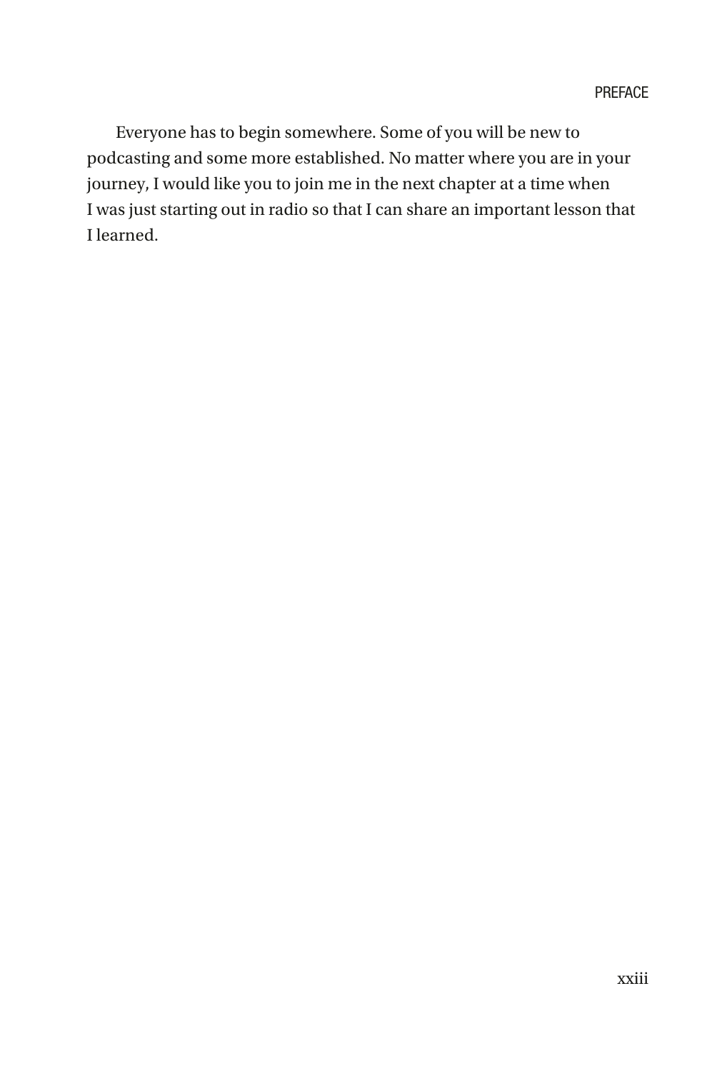Everyone has to begin somewhere. Some of you will be new to podcasting and some more established. No matter where you are in your journey, I would like you to join me in the next chapter at a time when I was just starting out in radio so that I can share an important lesson that I learned.